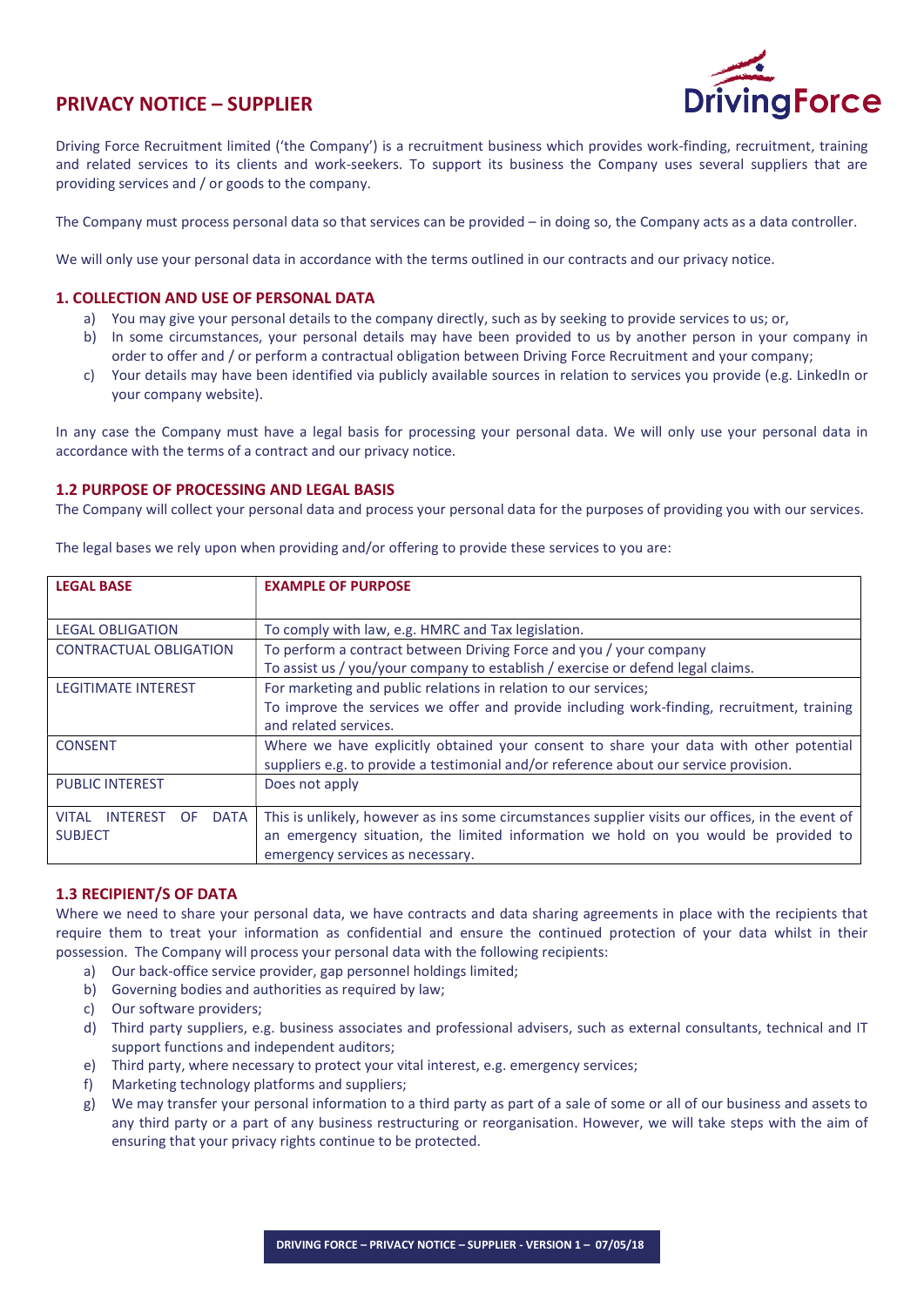# PRIVACY NOTICE – SUPPLIER

Driving Force Recruitment limited ('the Company') is a recruitment business which provides work-finding, recruitment, training and related services to its clients and work-seekers. To support its business the Company uses several suppliers that are providing services and / or goods to the company.

The Company must process personal data so that services can be provided – in doing so, the Company acts as a data controller.

We will only use your personal data in accordance with the terms outlined in our contracts and our privacy notice.

## 1. COLLECTION AND USE OF PERSONAL DATA

a) You may give your personal details to the company directly, such as by seeking to provide services to us; or,
b) In some circumstances, your personal details may have been provided to us by another person in your company in order to offer and / or perform a contractual obligation between Driving Force Recruitment and your company;
c) Your details may have been identified via publicly available sources in relation to services you provide (e.g. LinkedIn or your company website).

In any case the Company must have a legal basis for processing your personal data. We will only use your personal data in accordance with the terms of a contract and our privacy notice.

## 1.2 PURPOSE OF PROCESSING AND LEGAL BASIS

The Company will collect your personal data and process your personal data for the purposes of providing you with our services.

The legal bases we rely upon when providing and/or offering to provide these services to you are:

| LEGAL BASE | EXAMPLE OF PURPOSE |
|---|---|
| LEGAL OBLIGATION | To comply with law, e.g. HMRC and Tax legislation. |
| CONTRACTUAL OBLIGATION | To perform a contract between Driving Force and you / your company<br>To assist us / you/your company to establish / exercise or defend legal claims. |
| LEGITIMATE INTEREST | For marketing and public relations in relation to our services;<br>To improve the services we offer and provide including work-finding, recruitment, training and related services. |
| CONSENT | Where we have explicitly obtained your consent to share your data with other potential suppliers e.g. to provide a testimonial and/or reference about our service provision. |
| PUBLIC INTEREST | Does not apply |
| VITAL INTEREST OF DATA SUBJECT | This is unlikely, however as ins some circumstances supplier visits our offices, in the event of an emergency situation, the limited information we hold on you would be provided to emergency services as necessary. |

## 1.3 RECIPIENT/S OF DATA

Where we need to share your personal data, we have contracts and data sharing agreements in place with the recipients that require them to treat your information as confidential and ensure the continued protection of your data whilst in their possession. The Company will process your personal data with the following recipients:

a) Our back-office service provider, gap personnel holdings limited;
b) Governing bodies and authorities as required by law;
c) Our software providers;
d) Third party suppliers, e.g. business associates and professional advisers, such as external consultants, technical and IT support functions and independent auditors;
e) Third party, where necessary to protect your vital interest, e.g. emergency services;
f) Marketing technology platforms and suppliers;
g) We may transfer your personal information to a third party as part of a sale of some or all of our business and assets to any third party or a part of any business restructuring or reorganisation. However, we will take steps with the aim of ensuring that your privacy rights continue to be protected.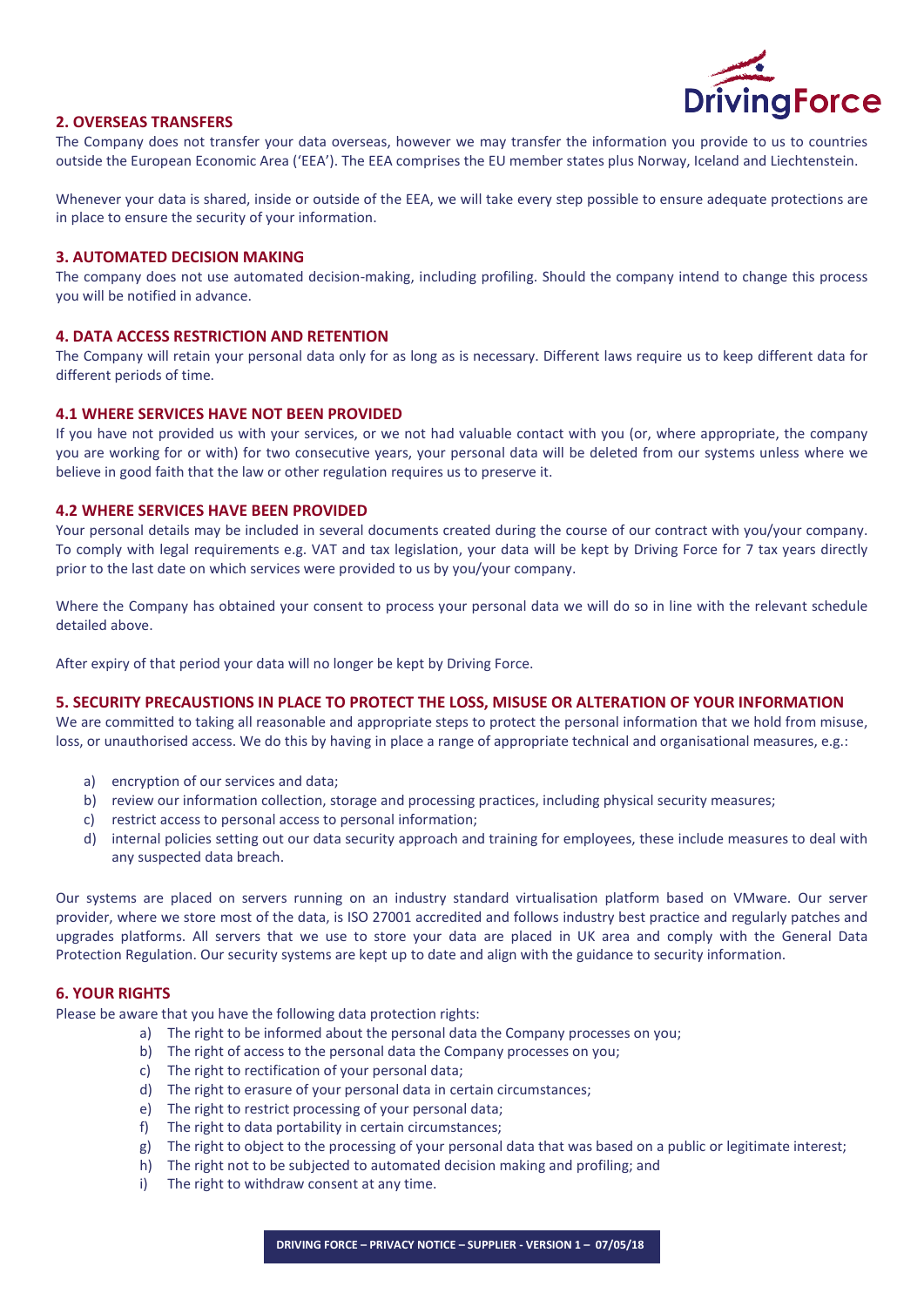## 2. OVERSEAS TRANSFERS

The Company does not transfer your data overseas, however we may transfer the information you provide to us to countries outside the European Economic Area ('EEA'). The EEA comprises the EU member states plus Norway, Iceland and Liechtenstein.

Whenever your data is shared, inside or outside of the EEA, we will take every step possible to ensure adequate protections are in place to ensure the security of your information.

## 3. AUTOMATED DECISION MAKING

The company does not use automated decision-making, including profiling. Should the company intend to change this process you will be notified in advance.

## 4. DATA ACCESS RESTRICTION AND RETENTION

The Company will retain your personal data only for as long as is necessary. Different laws require us to keep different data for different periods of time.

### 4.1 WHERE SERVICES HAVE NOT BEEN PROVIDED

If you have not provided us with your services, or we not had valuable contact with you (or, where appropriate, the company you are working for or with) for two consecutive years, your personal data will be deleted from our systems unless where we believe in good faith that the law or other regulation requires us to preserve it.

### 4.2 WHERE SERVICES HAVE BEEN PROVIDED

Your personal details may be included in several documents created during the course of our contract with you/your company. To comply with legal requirements e.g. VAT and tax legislation, your data will be kept by Driving Force for 7 tax years directly prior to the last date on which services were provided to us by you/your company.

Where the Company has obtained your consent to process your personal data we will do so in line with the relevant schedule detailed above.

After expiry of that period your data will no longer be kept by Driving Force.

## 5. SECURITY PRECAUSTIONS IN PLACE TO PROTECT THE LOSS, MISUSE OR ALTERATION OF YOUR INFORMATION

We are committed to taking all reasonable and appropriate steps to protect the personal information that we hold from misuse, loss, or unauthorised access. We do this by having in place a range of appropriate technical and organisational measures, e.g.:

a) encryption of our services and data;
b) review our information collection, storage and processing practices, including physical security measures;
c) restrict access to personal access to personal information;
d) internal policies setting out our data security approach and training for employees, these include measures to deal with any suspected data breach.

Our systems are placed on servers running on an industry standard virtualisation platform based on VMware. Our server provider, where we store most of the data, is ISO 27001 accredited and follows industry best practice and regularly patches and upgrades platforms. All servers that we use to store your data are placed in UK area and comply with the General Data Protection Regulation. Our security systems are kept up to date and align with the guidance to security information.

## 6. YOUR RIGHTS

Please be aware that you have the following data protection rights:

a) The right to be informed about the personal data the Company processes on you;
b) The right of access to the personal data the Company processes on you;
c) The right to rectification of your personal data;
d) The right to erasure of your personal data in certain circumstances;
e) The right to restrict processing of your personal data;
f) The right to data portability in certain circumstances;
g) The right to object to the processing of your personal data that was based on a public or legitimate interest;
h) The right not to be subjected to automated decision making and profiling; and
i) The right to withdraw consent at any time.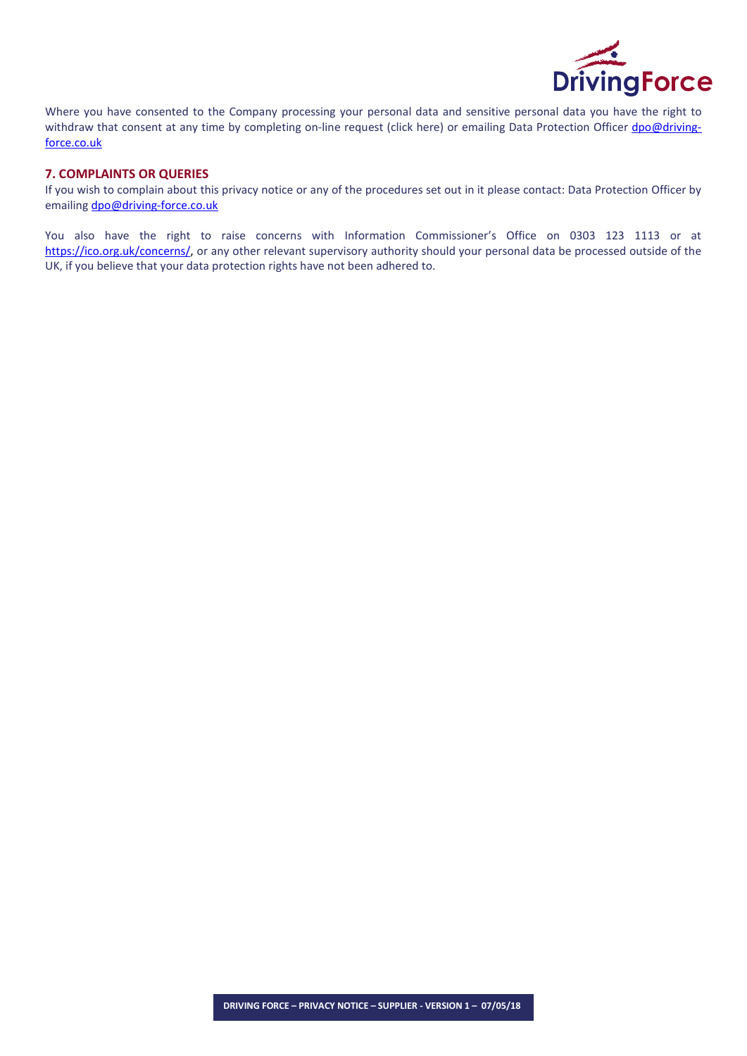Where you have consented to the Company processing your personal data and sensitive personal data you have the right to withdraw that consent at any time by completing on-line request (click here) or emailing Data Protection Officer dpo@driving-force.co.uk

## 7. COMPLAINTS OR QUERIES

If you wish to complain about this privacy notice or any of the procedures set out in it please contact: Data Protection Officer by emailing dpo@driving-force.co.uk

You also have the right to raise concerns with Information Commissioner's Office on 0303 123 1113 or at https://ico.org.uk/concerns/, or any other relevant supervisory authority should your personal data be processed outside of the UK, if you believe that your data protection rights have not been adhered to.